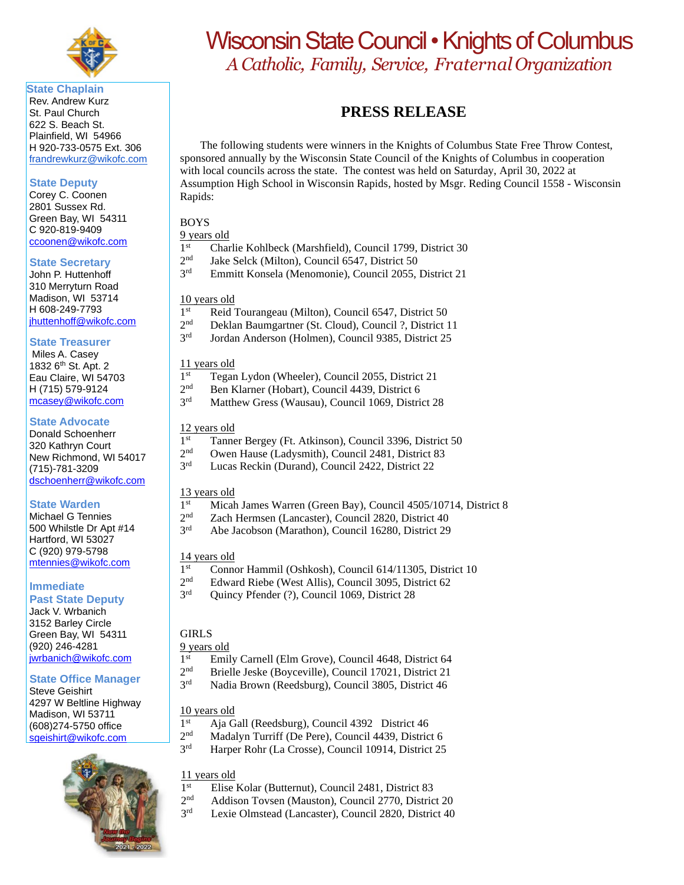# Wisconsin State Council • Knights of Columbus

*A Catholic, Family, Service, Fraternal Organization*

**State Chaplain**
Rev. Andrew Kurz
St. Paul Church
622 S. Beach St.
Plainfield, WI 54966
H 920-733-0575 Ext. 306
frandrewkurz@wikofc.com

**State Deputy**
Corey C. Coonen
2801 Sussex Rd.
Green Bay, WI 54311
C 920-819-9409
ccoonen@wikofc.com

**State Secretary**
John P. Huttenhoff
310 Merryturn Road
Madison, WI 53714
H 608-249-7793
jhuttenhoff@wikofc.com

**State Treasurer**
Miles A. Casey
1832 6th St. Apt. 2
Eau Claire, WI 54703
H (715) 579-9124
mcasey@wikofc.com

**State Advocate**
Donald Schoenherr
320 Kathryn Court
New Richmond, WI 54017
(715)-781-3209
dschoenherr@wikofc.com

**State Warden**
Michael G Tennies
500 Whilstle Dr Apt #14
Hartford, WI 53027
C (920) 979-5798
mtennies@wikofc.com

**Immediate Past State Deputy**
Jack V. Wrbanich
3152 Barley Circle
Green Bay, WI 54311
(920) 246-4281
jwrbanich@wikofc.com

**State Office Manager**
Steve Geishirt
4297 W Beltline Highway
Madison, WI 53711
(608)274-5750 office
sgeishirt@wikofc.com

## PRESS RELEASE

The following students were winners in the Knights of Columbus State Free Throw Contest, sponsored annually by the Wisconsin State Council of the Knights of Columbus in cooperation with local councils across the state. The contest was held on Saturday, April 30, 2022 at Assumption High School in Wisconsin Rapids, hosted by Msgr. Reding Council 1558 - Wisconsin Rapids:

BOYS

9 years old
- 1st Charlie Kohlbeck (Marshfield), Council 1799, District 30
- 2nd Jake Selck (Milton), Council 6547, District 50
- 3rd Emmitt Konsela (Menomonie), Council 2055, District 21

10 years old
- 1st Reid Tourangeau (Milton), Council 6547, District 50
- 2nd Deklan Baumgartner (St. Cloud), Council ?, District 11
- 3rd Jordan Anderson (Holmen), Council 9385, District 25

11 years old
- 1st Tegan Lydon (Wheeler), Council 2055, District 21
- 2nd Ben Klarner (Hobart), Council 4439, District 6
- 3rd Matthew Gress (Wausau), Council 1069, District 28

12 years old
- 1st Tanner Bergey (Ft. Atkinson), Council 3396, District 50
- 2nd Owen Hause (Ladysmith), Council 2481, District 83
- 3rd Lucas Reckin (Durand), Council 2422, District 22

13 years old
- 1st Micah James Warren (Green Bay), Council 4505/10714, District 8
- 2nd Zach Hermsen (Lancaster), Council 2820, District 40
- 3rd Abe Jacobson (Marathon), Council 16280, District 29

14 years old
- 1st Connor Hammil (Oshkosh), Council 614/11305, District 10
- 2nd Edward Riebe (West Allis), Council 3095, District 62
- 3rd Quincy Pfender (?), Council 1069, District 28

GIRLS

9 years old
- 1st Emily Carnell (Elm Grove), Council 4648, District 64
- 2nd Brielle Jeske (Boyceville), Council 17021, District 21
- 3rd Nadia Brown (Reedsburg), Council 3805, District 46

10 years old
- 1st Aja Gall (Reedsburg), Council 4392 District 46
- 2nd Madalyn Turriff (De Pere), Council 4439, District 6
- 3rd Harper Rohr (La Crosse), Council 10914, District 25

11 years old
- 1st Elise Kolar (Butternut), Council 2481, District 83
- 2nd Addison Tovsen (Mauston), Council 2770, District 20
- 3rd Lexie Olmstead (Lancaster), Council 2820, District 40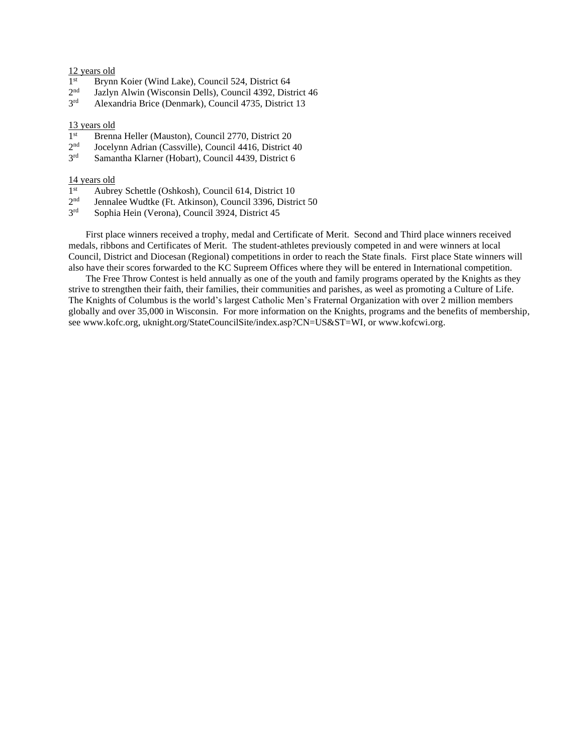<u>12 years old</u>

1st Brynn Koier (Wind Lake), Council 524, District 64
2nd Jazlyn Alwin (Wisconsin Dells), Council 4392, District 46
3rd Alexandria Brice (Denmark), Council 4735, District 13

<u>13 years old</u>

1st Brenna Heller (Mauston), Council 2770, District 20
2nd Jocelynn Adrian (Cassville), Council 4416, District 40
3rd Samantha Klarner (Hobart), Council 4439, District 6

<u>14 years old</u>

1st Aubrey Schettle (Oshkosh), Council 614, District 10
2nd Jennalee Wudtke (Ft. Atkinson), Council 3396, District 50
3rd Sophia Hein (Verona), Council 3924, District 45

First place winners received a trophy, medal and Certificate of Merit. Second and Third place winners received medals, ribbons and Certificates of Merit. The student-athletes previously competed in and were winners at local Council, District and Diocesan (Regional) competitions in order to reach the State finals. First place State winners will also have their scores forwarded to the KC Supreem Offices where they will be entered in International competition.

The Free Throw Contest is held annually as one of the youth and family programs operated by the Knights as they strive to strengthen their faith, their families, their communities and parishes, as weel as promoting a Culture of Life. The Knights of Columbus is the world's largest Catholic Men's Fraternal Organization with over 2 million members globally and over 35,000 in Wisconsin. For more information on the Knights, programs and the benefits of membership, see www.kofc.org, uknight.org/StateCouncilSite/index.asp?CN=US&ST=WI, or www.kofcwi.org.